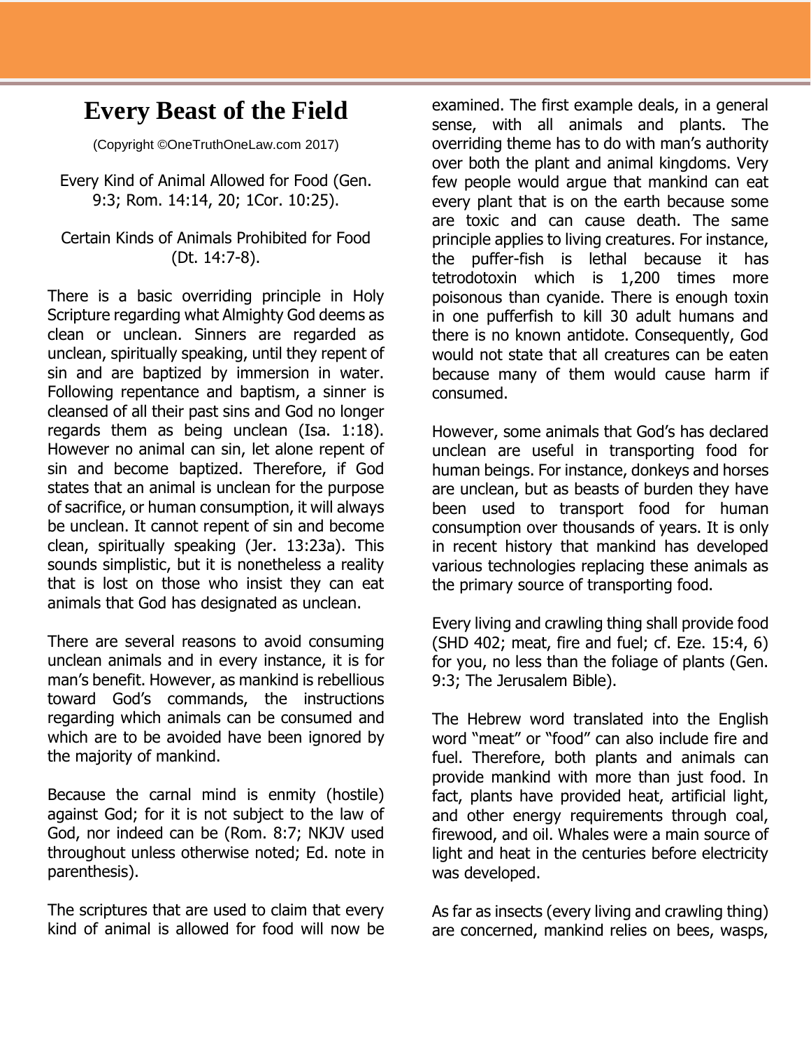# Every Beast of the Field

(Copyright ©OneTruthOneLaw.com 2017)

Every Kind of Animal Allowed for Food (Gen. 9:3; Rom. 14:14, 20; 1Cor. 10:25).

Certain Kinds of Animals Prohibited for Food (Dt. 14:7-8).

There is a basic overriding principle in Holy Scripture regarding what Almighty God deems as clean or unclean. Sinners are regarded as unclean, spiritually speaking, until they repent of sin and are baptized by immersion in water. Following repentance and baptism, a sinner is cleansed of all their past sins and God no longer regards them as being unclean (Isa. 1:18). However no animal can sin, let alone repent of sin and become baptized. Therefore, if God states that an animal is unclean for the purpose of sacrifice, or human consumption, it will always be unclean. It cannot repent of sin and become clean, spiritually speaking (Jer. 13:23a). This sounds simplistic, but it is nonetheless a reality that is lost on those who insist they can eat animals that God has designated as unclean.

There are several reasons to avoid consuming unclean animals and in every instance, it is for man's benefit. However, as mankind is rebellious toward God's commands, the instructions regarding which animals can be consumed and which are to be avoided have been ignored by the majority of mankind.

Because the carnal mind is enmity (hostile) against God; for it is not subject to the law of God, nor indeed can be (Rom. 8:7; NKJV used throughout unless otherwise noted; Ed. note in parenthesis).

The scriptures that are used to claim that every kind of animal is allowed for food will now be examined. The first example deals, in a general sense, with all animals and plants. The overriding theme has to do with man's authority over both the plant and animal kingdoms. Very few people would argue that mankind can eat every plant that is on the earth because some are toxic and can cause death. The same principle applies to living creatures. For instance, the puffer-fish is lethal because it has tetrodotoxin which is 1,200 times more poisonous than cyanide. There is enough toxin in one pufferfish to kill 30 adult humans and there is no known antidote. Consequently, God would not state that all creatures can be eaten because many of them would cause harm if consumed.

However, some animals that God's has declared unclean are useful in transporting food for human beings. For instance, donkeys and horses are unclean, but as beasts of burden they have been used to transport food for human consumption over thousands of years. It is only in recent history that mankind has developed various technologies replacing these animals as the primary source of transporting food.

Every living and crawling thing shall provide food (SHD 402; meat, fire and fuel; cf. Eze. 15:4, 6) for you, no less than the foliage of plants (Gen. 9:3; The Jerusalem Bible).

The Hebrew word translated into the English word "meat" or "food" can also include fire and fuel. Therefore, both plants and animals can provide mankind with more than just food. In fact, plants have provided heat, artificial light, and other energy requirements through coal, firewood, and oil. Whales were a main source of light and heat in the centuries before electricity was developed.

As far as insects (every living and crawling thing) are concerned, mankind relies on bees, wasps,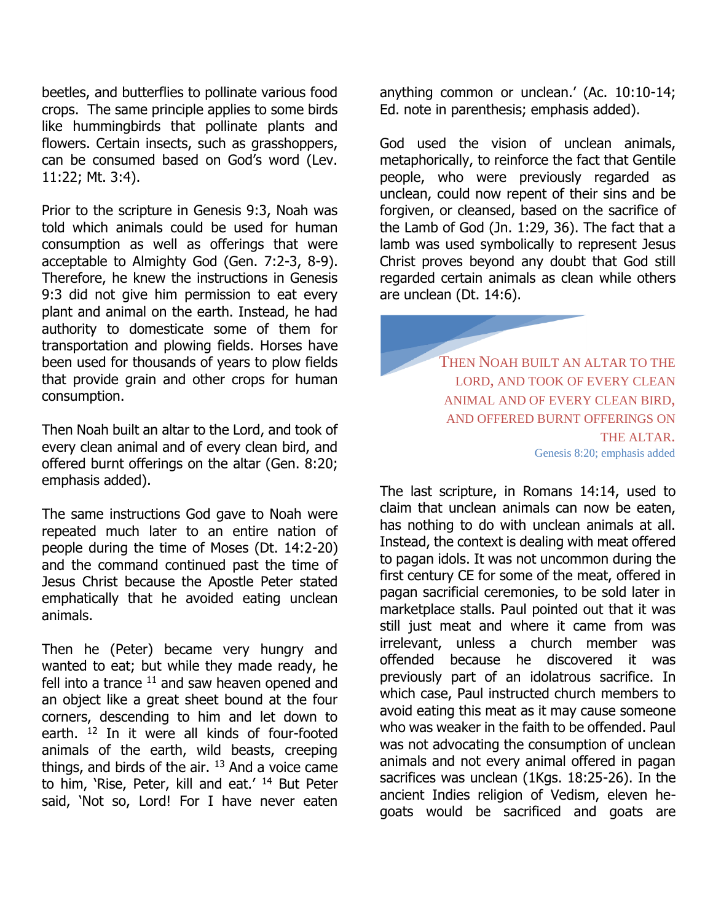beetles, and butterflies to pollinate various food crops. The same principle applies to some birds like hummingbirds that pollinate plants and flowers. Certain insects, such as grasshoppers, can be consumed based on God's word (Lev. 11:22; Mt. 3:4).

Prior to the scripture in Genesis 9:3, Noah was told which animals could be used for human consumption as well as offerings that were acceptable to Almighty God (Gen. 7:2-3, 8-9). Therefore, he knew the instructions in Genesis 9:3 did not give him permission to eat every plant and animal on the earth. Instead, he had authority to domesticate some of them for transportation and plowing fields. Horses have been used for thousands of years to plow fields that provide grain and other crops for human consumption.

Then Noah built an altar to the Lord, and took of every clean animal and of every clean bird, and offered burnt offerings on the altar (Gen. 8:20; emphasis added).

The same instructions God gave to Noah were repeated much later to an entire nation of people during the time of Moses (Dt. 14:2-20) and the command continued past the time of Jesus Christ because the Apostle Peter stated emphatically that he avoided eating unclean animals.

Then he (Peter) became very hungry and wanted to eat; but while they made ready, he fell into a trance [11] and saw heaven opened and an object like a great sheet bound at the four corners, descending to him and let down to earth. [12] In it were all kinds of four-footed animals of the earth, wild beasts, creeping things, and birds of the air. [13] And a voice came to him, 'Rise, Peter, kill and eat.' [14] But Peter said, 'Not so, Lord! For I have never eaten anything common or unclean.' (Ac. 10:10-14; Ed. note in parenthesis; emphasis added).

God used the vision of unclean animals, metaphorically, to reinforce the fact that Gentile people, who were previously regarded as unclean, could now repent of their sins and be forgiven, or cleansed, based on the sacrifice of the Lamb of God (Jn. 1:29, 36). The fact that a lamb was used symbolically to represent Jesus Christ proves beyond any doubt that God still regarded certain animals as clean while others are unclean (Dt. 14:6).

> THEN NOAH BUILT AN ALTAR TO THE LORD, AND TOOK OF EVERY CLEAN ANIMAL AND OF EVERY CLEAN BIRD, AND OFFERED BURNT OFFERINGS ON THE ALTAR.
>
> Genesis 8:20; emphasis added

The last scripture, in Romans 14:14, used to claim that unclean animals can now be eaten, has nothing to do with unclean animals at all. Instead, the context is dealing with meat offered to pagan idols. It was not uncommon during the first century CE for some of the meat, offered in pagan sacrificial ceremonies, to be sold later in marketplace stalls. Paul pointed out that it was still just meat and where it came from was irrelevant, unless a church member was offended because he discovered it was previously part of an idolatrous sacrifice. In which case, Paul instructed church members to avoid eating this meat as it may cause someone who was weaker in the faith to be offended. Paul was not advocating the consumption of unclean animals and not every animal offered in pagan sacrifices was unclean (1Kgs. 18:25-26). In the ancient Indies religion of Vedism, eleven he-goats would be sacrificed and goats are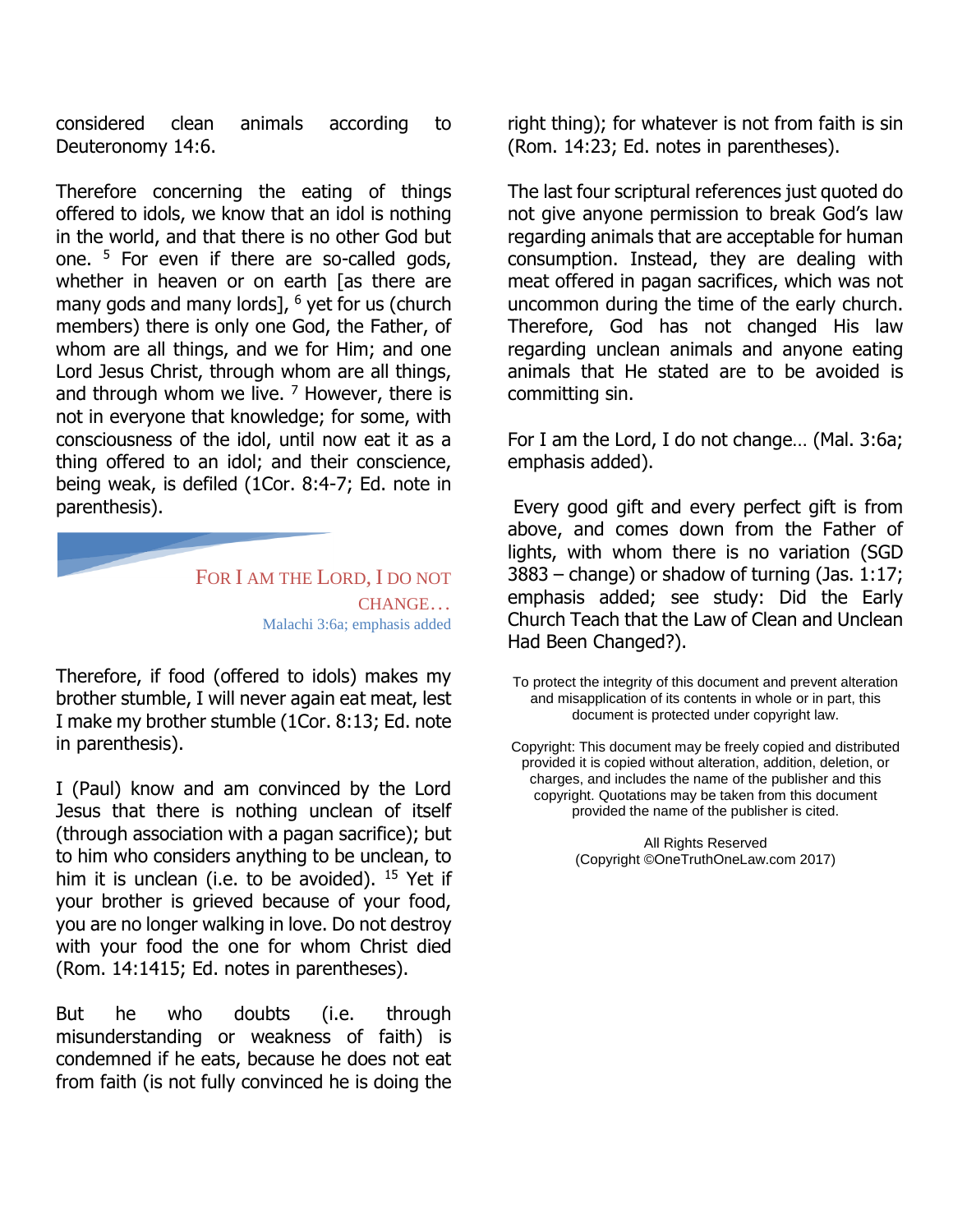considered clean animals according to Deuteronomy 14:6.

Therefore concerning the eating of things offered to idols, we know that an idol is nothing in the world, and that there is no other God but one. [5] For even if there are so-called gods, whether in heaven or on earth [as there are many gods and many lords], [6] yet for us (church members) there is only one God, the Father, of whom are all things, and we for Him; and one Lord Jesus Christ, through whom are all things, and through whom we live. [7] However, there is not in everyone that knowledge; for some, with consciousness of the idol, until now eat it as a thing offered to an idol; and their conscience, being weak, is defiled (1Cor. 8:4-7; Ed. note in parenthesis).

> FOR I AM THE LORD, I DO NOT CHANGE…
> Malachi 3:6a; emphasis added

Therefore, if food (offered to idols) makes my brother stumble, I will never again eat meat, lest I make my brother stumble (1Cor. 8:13; Ed. note in parenthesis).

I (Paul) know and am convinced by the Lord Jesus that there is nothing unclean of itself (through association with a pagan sacrifice); but to him who considers anything to be unclean, to him it is unclean (i.e. to be avoided). [15] Yet if your brother is grieved because of your food, you are no longer walking in love. Do not destroy with your food the one for whom Christ died (Rom. 14:1415; Ed. notes in parentheses).

But he who doubts (i.e. through misunderstanding or weakness of faith) is condemned if he eats, because he does not eat from faith (is not fully convinced he is doing the right thing); for whatever is not from faith is sin (Rom. 14:23; Ed. notes in parentheses).

The last four scriptural references just quoted do not give anyone permission to break God's law regarding animals that are acceptable for human consumption. Instead, they are dealing with meat offered in pagan sacrifices, which was not uncommon during the time of the early church. Therefore, God has not changed His law regarding unclean animals and anyone eating animals that He stated are to be avoided is committing sin.

For I am the Lord, I do not change… (Mal. 3:6a; emphasis added).

Every good gift and every perfect gift is from above, and comes down from the Father of lights, with whom there is no variation (SGD 3883 – change) or shadow of turning (Jas. 1:17; emphasis added; see study: Did the Early Church Teach that the Law of Clean and Unclean Had Been Changed?).

To protect the integrity of this document and prevent alteration and misapplication of its contents in whole or in part, this document is protected under copyright law.

Copyright: This document may be freely copied and distributed provided it is copied without alteration, addition, deletion, or charges, and includes the name of the publisher and this copyright. Quotations may be taken from this document provided the name of the publisher is cited.

All Rights Reserved
(Copyright ©OneTruthOneLaw.com 2017)